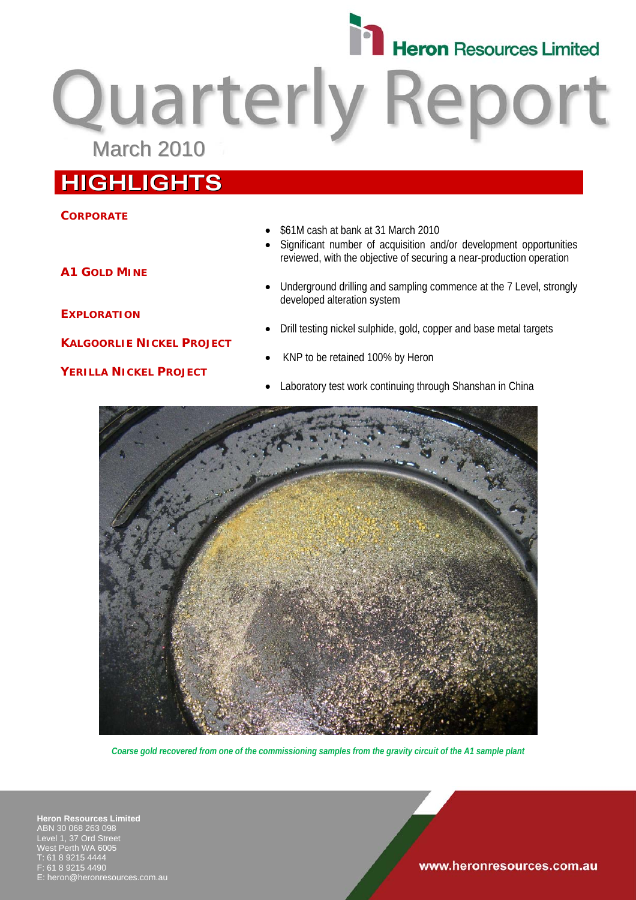# Heron Resources Limited

# Quarterly Report

March 2010

## HIGHLIGHTS

**CORPORATE**

- $61M cash at bank at 31 March 2010
- Significant number of acquisition and/or development opportunities reviewed, with the objective of securing a near-production operation

**A1 GOLD MINE**

- Underground drilling and sampling commence at the 7 Level, strongly developed alteration system

**EXPLORATION**

- Drill testing nickel sulphide, gold, copper and base metal targets

**KALGOORLIE NICKEL PROJECT**

- KNP to be retained 100% by Heron

**YERILLA NICKEL PROJECT**

- Laboratory test work continuing through Shanshan in China

*Coarse gold recovered from one of the commissioning samples from the gravity circuit of the A1 sample plant*

**Heron Resources Limited**
ABN 30 068 263 098
Level 1, 37 Ord Street
West Perth WA 6005
T: 61 8 9215 4444
F: 61 8 9215 4490
E: heron@heronresources.com.au

www.heronresources.com.au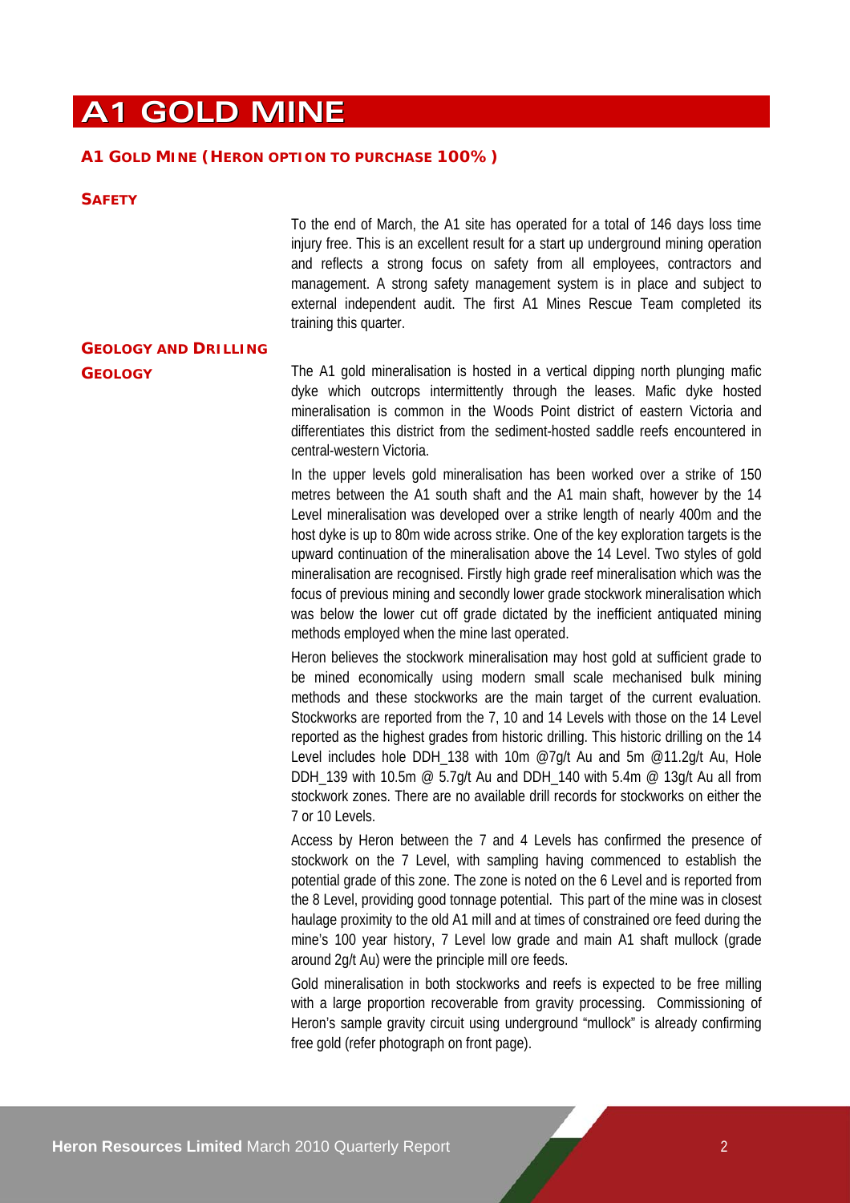# A1 GOLD MINE

## A1 GOLD MINE (HERON OPTION TO PURCHASE 100%)

### SAFETY

To the end of March, the A1 site has operated for a total of 146 days loss time injury free. This is an excellent result for a start up underground mining operation and reflects a strong focus on safety from all employees, contractors and management. A strong safety management system is in place and subject to external independent audit. The first A1 Mines Rescue Team completed its training this quarter.

### GEOLOGY AND DRILLING

#### GEOLOGY

The A1 gold mineralisation is hosted in a vertical dipping north plunging mafic dyke which outcrops intermittently through the leases. Mafic dyke hosted mineralisation is common in the Woods Point district of eastern Victoria and differentiates this district from the sediment-hosted saddle reefs encountered in central-western Victoria.

In the upper levels gold mineralisation has been worked over a strike of 150 metres between the A1 south shaft and the A1 main shaft, however by the 14 Level mineralisation was developed over a strike length of nearly 400m and the host dyke is up to 80m wide across strike. One of the key exploration targets is the upward continuation of the mineralisation above the 14 Level. Two styles of gold mineralisation are recognised. Firstly high grade reef mineralisation which was the focus of previous mining and secondly lower grade stockwork mineralisation which was below the lower cut off grade dictated by the inefficient antiquated mining methods employed when the mine last operated.

Heron believes the stockwork mineralisation may host gold at sufficient grade to be mined economically using modern small scale mechanised bulk mining methods and these stockworks are the main target of the current evaluation. Stockworks are reported from the 7, 10 and 14 Levels with those on the 14 Level reported as the highest grades from historic drilling. This historic drilling on the 14 Level includes hole DDH_138 with 10m @7g/t Au and 5m @11.2g/t Au, Hole DDH_139 with 10.5m @ 5.7g/t Au and DDH_140 with 5.4m @ 13g/t Au all from stockwork zones. There are no available drill records for stockworks on either the 7 or 10 Levels.

Access by Heron between the 7 and 4 Levels has confirmed the presence of stockwork on the 7 Level, with sampling having commenced to establish the potential grade of this zone. The zone is noted on the 6 Level and is reported from the 8 Level, providing good tonnage potential. This part of the mine was in closest haulage proximity to the old A1 mill and at times of constrained ore feed during the mine's 100 year history, 7 Level low grade and main A1 shaft mullock (grade around 2g/t Au) were the principle mill ore feeds.

Gold mineralisation in both stockworks and reefs is expected to be free milling with a large proportion recoverable from gravity processing. Commissioning of Heron's sample gravity circuit using underground "mullock" is already confirming free gold (refer photograph on front page).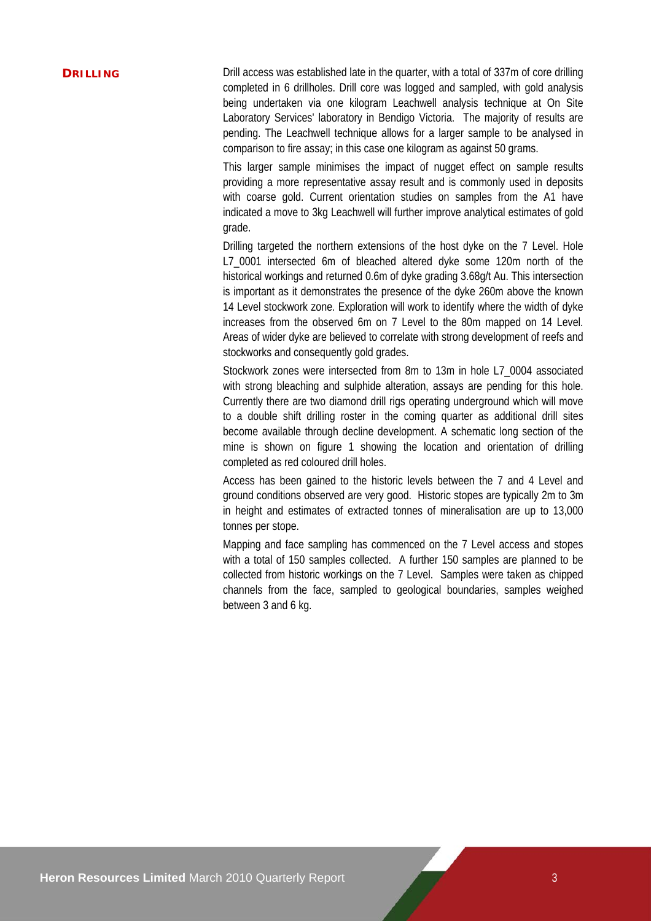## DRILLING

Drill access was established late in the quarter, with a total of 337m of core drilling completed in 6 drillholes. Drill core was logged and sampled, with gold analysis being undertaken via one kilogram Leachwell analysis technique at On Site Laboratory Services' laboratory in Bendigo Victoria. The majority of results are pending. The Leachwell technique allows for a larger sample to be analysed in comparison to fire assay; in this case one kilogram as against 50 grams.

This larger sample minimises the impact of nugget effect on sample results providing a more representative assay result and is commonly used in deposits with coarse gold. Current orientation studies on samples from the A1 have indicated a move to 3kg Leachwell will further improve analytical estimates of gold grade.

Drilling targeted the northern extensions of the host dyke on the 7 Level. Hole L7_0001 intersected 6m of bleached altered dyke some 120m north of the historical workings and returned 0.6m of dyke grading 3.68g/t Au. This intersection is important as it demonstrates the presence of the dyke 260m above the known 14 Level stockwork zone. Exploration will work to identify where the width of dyke increases from the observed 6m on 7 Level to the 80m mapped on 14 Level. Areas of wider dyke are believed to correlate with strong development of reefs and stockworks and consequently gold grades.

Stockwork zones were intersected from 8m to 13m in hole L7_0004 associated with strong bleaching and sulphide alteration, assays are pending for this hole. Currently there are two diamond drill rigs operating underground which will move to a double shift drilling roster in the coming quarter as additional drill sites become available through decline development. A schematic long section of the mine is shown on figure 1 showing the location and orientation of drilling completed as red coloured drill holes.

Access has been gained to the historic levels between the 7 and 4 Level and ground conditions observed are very good. Historic stopes are typically 2m to 3m in height and estimates of extracted tonnes of mineralisation are up to 13,000 tonnes per stope.

Mapping and face sampling has commenced on the 7 Level access and stopes with a total of 150 samples collected. A further 150 samples are planned to be collected from historic workings on the 7 Level. Samples were taken as chipped channels from the face, sampled to geological boundaries, samples weighed between 3 and 6 kg.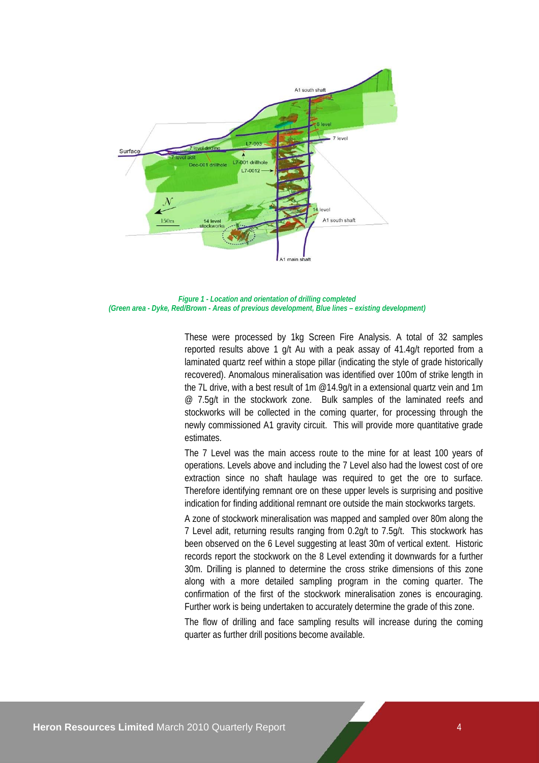*Figure 1 - Location and orientation of drilling completed*
*(Green area - Dyke, Red/Brown - Areas of previous development, Blue lines – existing development)*

These were processed by 1kg Screen Fire Analysis. A total of 32 samples reported results above 1 g/t Au with a peak assay of 41.4g/t reported from a laminated quartz reef within a stope pillar (indicating the style of grade historically recovered). Anomalous mineralisation was identified over 100m of strike length in the 7L drive, with a best result of 1m @14.9g/t in a extensional quartz vein and 1m @ 7.5g/t in the stockwork zone. Bulk samples of the laminated reefs and stockworks will be collected in the coming quarter, for processing through the newly commissioned A1 gravity circuit. This will provide more quantitative grade estimates.

The 7 Level was the main access route to the mine for at least 100 years of operations. Levels above and including the 7 Level also had the lowest cost of ore extraction since no shaft haulage was required to get the ore to surface. Therefore identifying remnant ore on these upper levels is surprising and positive indication for finding additional remnant ore outside the main stockworks targets.

A zone of stockwork mineralisation was mapped and sampled over 80m along the 7 Level adit, returning results ranging from 0.2g/t to 7.5g/t. This stockwork has been observed on the 6 Level suggesting at least 30m of vertical extent. Historic records report the stockwork on the 8 Level extending it downwards for a further 30m. Drilling is planned to determine the cross strike dimensions of this zone along with a more detailed sampling program in the coming quarter. The confirmation of the first of the stockwork mineralisation zones is encouraging. Further work is being undertaken to accurately determine the grade of this zone.

The flow of drilling and face sampling results will increase during the coming quarter as further drill positions become available.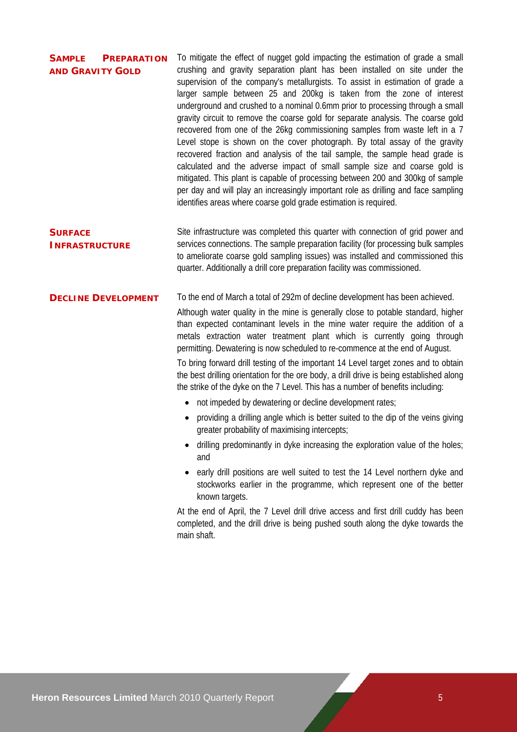## Sample Preparation and Gravity Gold

To mitigate the effect of nugget gold impacting the estimation of grade a small crushing and gravity separation plant has been installed on site under the supervision of the company's metallurgists. To assist in estimation of grade a larger sample between 25 and 200kg is taken from the zone of interest underground and crushed to a nominal 0.6mm prior to processing through a small gravity circuit to remove the coarse gold for separate analysis. The coarse gold recovered from one of the 26kg commissioning samples from waste left in a 7 Level stope is shown on the cover photograph. By total assay of the gravity recovered fraction and analysis of the tail sample, the sample head grade is calculated and the adverse impact of small sample size and coarse gold is mitigated. This plant is capable of processing between 200 and 300kg of sample per day and will play an increasingly important role as drilling and face sampling identifies areas where coarse gold grade estimation is required.

## Surface Infrastructure

Site infrastructure was completed this quarter with connection of grid power and services connections. The sample preparation facility (for processing bulk samples to ameliorate coarse gold sampling issues) was installed and commissioned this quarter. Additionally a drill core preparation facility was commissioned.

## Decline Development

To the end of March a total of 292m of decline development has been achieved.

Although water quality in the mine is generally close to potable standard, higher than expected contaminant levels in the mine water require the addition of a metals extraction water treatment plant which is currently going through permitting. Dewatering is now scheduled to re-commence at the end of August.

To bring forward drill testing of the important 14 Level target zones and to obtain the best drilling orientation for the ore body, a drill drive is being established along the strike of the dyke on the 7 Level. This has a number of benefits including:

- not impeded by dewatering or decline development rates;
- providing a drilling angle which is better suited to the dip of the veins giving greater probability of maximising intercepts;
- drilling predominantly in dyke increasing the exploration value of the holes; and
- early drill positions are well suited to test the 14 Level northern dyke and stockworks earlier in the programme, which represent one of the better known targets.

At the end of April, the 7 Level drill drive access and first drill cuddy has been completed, and the drill drive is being pushed south along the dyke towards the main shaft.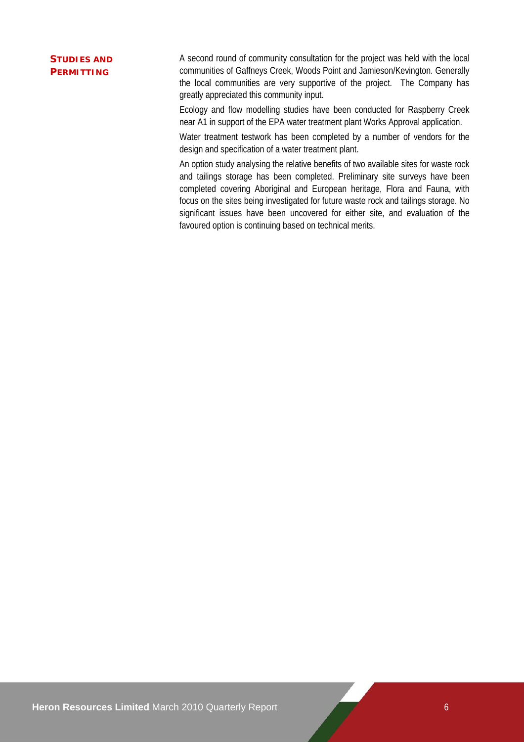## Studies and Permitting

A second round of community consultation for the project was held with the local communities of Gaffneys Creek, Woods Point and Jamieson/Kevington. Generally the local communities are very supportive of the project. The Company has greatly appreciated this community input.

Ecology and flow modelling studies have been conducted for Raspberry Creek near A1 in support of the EPA water treatment plant Works Approval application.

Water treatment testwork has been completed by a number of vendors for the design and specification of a water treatment plant.

An option study analysing the relative benefits of two available sites for waste rock and tailings storage has been completed. Preliminary site surveys have been completed covering Aboriginal and European heritage, Flora and Fauna, with focus on the sites being investigated for future waste rock and tailings storage. No significant issues have been uncovered for either site, and evaluation of the favoured option is continuing based on technical merits.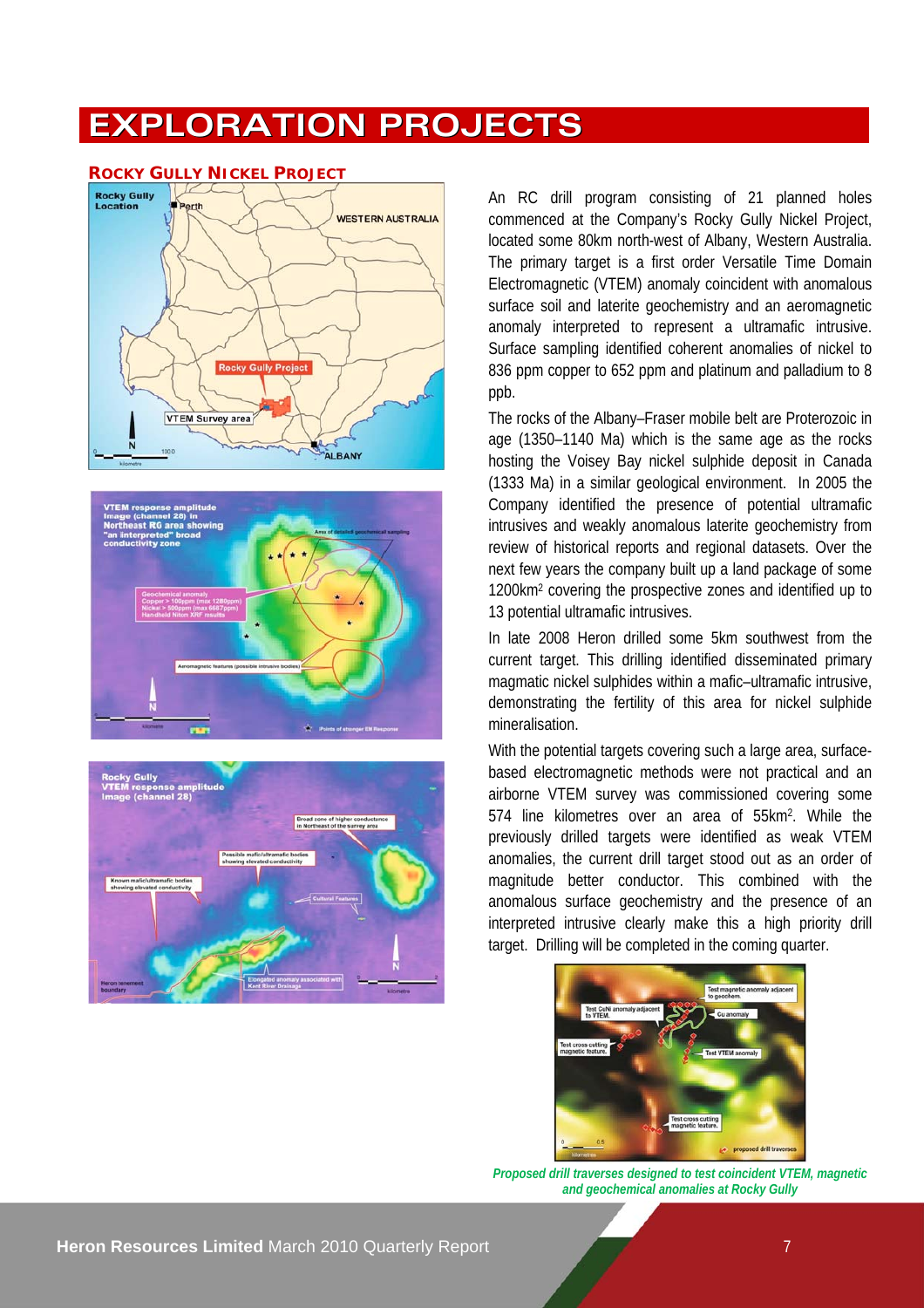# EXPLORATION PROJECTS

## ROCKY GULLY NICKEL PROJECT

An RC drill program consisting of 21 planned holes commenced at the Company's Rocky Gully Nickel Project, located some 80km north-west of Albany, Western Australia. The primary target is a first order Versatile Time Domain Electromagnetic (VTEM) anomaly coincident with anomalous surface soil and laterite geochemistry and an aeromagnetic anomaly interpreted to represent a ultramafic intrusive. Surface sampling identified coherent anomalies of nickel to 836 ppm copper to 652 ppm and platinum and palladium to 8 ppb.

The rocks of the Albany–Fraser mobile belt are Proterozoic in age (1350–1140 Ma) which is the same age as the rocks hosting the Voisey Bay nickel sulphide deposit in Canada (1333 Ma) in a similar geological environment. In 2005 the Company identified the presence of potential ultramafic intrusives and weakly anomalous laterite geochemistry from review of historical reports and regional datasets. Over the next few years the company built up a land package of some 1200km$^2$ covering the prospective zones and identified up to 13 potential ultramafic intrusives.

In late 2008 Heron drilled some 5km southwest from the current target. This drilling identified disseminated primary magmatic nickel sulphides within a mafic–ultramafic intrusive, demonstrating the fertility of this area for nickel sulphide mineralisation.

With the potential targets covering such a large area, surface-based electromagnetic methods were not practical and an airborne VTEM survey was commissioned covering some 574 line kilometres over an area of 55km$^2$. While the previously drilled targets were identified as weak VTEM anomalies, the current drill target stood out as an order of magnitude better conductor. This combined with the anomalous surface geochemistry and the presence of an interpreted intrusive clearly make this a high priority drill target. Drilling will be completed in the coming quarter.

*Proposed drill traverses designed to test coincident VTEM, magnetic and geochemical anomalies at Rocky Gully*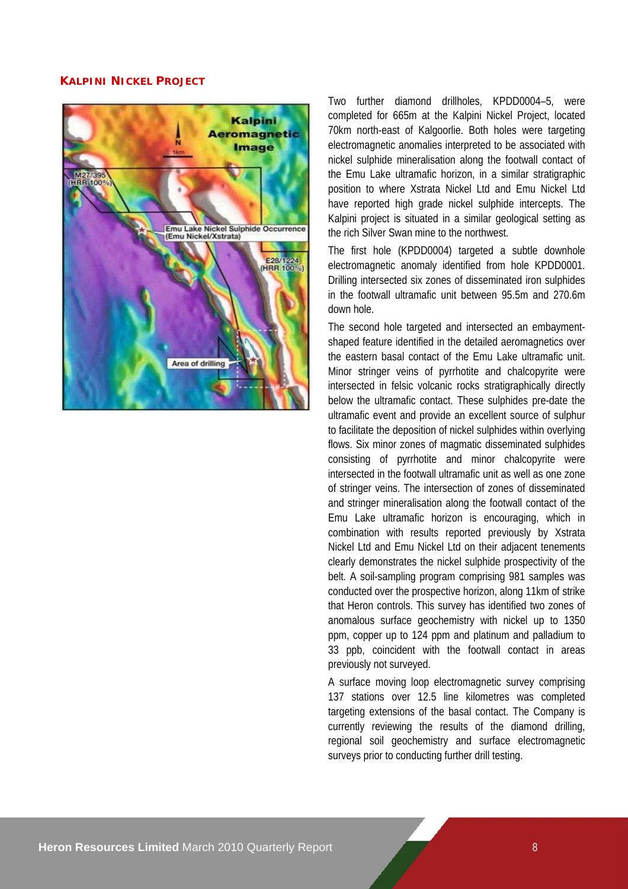## KALPINI NICKEL PROJECT

Two further diamond drillholes, KPDD0004–5, were completed for 665m at the Kalpini Nickel Project, located 70km north-east of Kalgoorlie. Both holes were targeting electromagnetic anomalies interpreted to be associated with nickel sulphide mineralisation along the footwall contact of the Emu Lake ultramafic horizon, in a similar stratigraphic position to where Xstrata Nickel Ltd and Emu Nickel Ltd have reported high grade nickel sulphide intercepts. The Kalpini project is situated in a similar geological setting as the rich Silver Swan mine to the northwest.

The first hole (KPDD0004) targeted a subtle downhole electromagnetic anomaly identified from hole KPDD0001. Drilling intersected six zones of disseminated iron sulphides in the footwall ultramafic unit between 95.5m and 270.6m down hole.

The second hole targeted and intersected an embayment-shaped feature identified in the detailed aeromagnetics over the eastern basal contact of the Emu Lake ultramafic unit. Minor stringer veins of pyrrhotite and chalcopyrite were intersected in felsic volcanic rocks stratigraphically directly below the ultramafic contact. These sulphides pre-date the ultramafic event and provide an excellent source of sulphur to facilitate the deposition of nickel sulphides within overlying flows. Six minor zones of magmatic disseminated sulphides consisting of pyrrhotite and minor chalcopyrite were intersected in the footwall ultramafic unit as well as one zone of stringer veins. The intersection of zones of disseminated and stringer mineralisation along the footwall contact of the Emu Lake ultramafic horizon is encouraging, which in combination with results reported previously by Xstrata Nickel Ltd and Emu Nickel Ltd on their adjacent tenements clearly demonstrates the nickel sulphide prospectivity of the belt. A soil-sampling program comprising 981 samples was conducted over the prospective horizon, along 11km of strike that Heron controls. This survey has identified two zones of anomalous surface geochemistry with nickel up to 1350 ppm, copper up to 124 ppm and platinum and palladium to 33 ppb, coincident with the footwall contact in areas previously not surveyed.

A surface moving loop electromagnetic survey comprising 137 stations over 12.5 line kilometres was completed targeting extensions of the basal contact. The Company is currently reviewing the results of the diamond drilling, regional soil geochemistry and surface electromagnetic surveys prior to conducting further drill testing.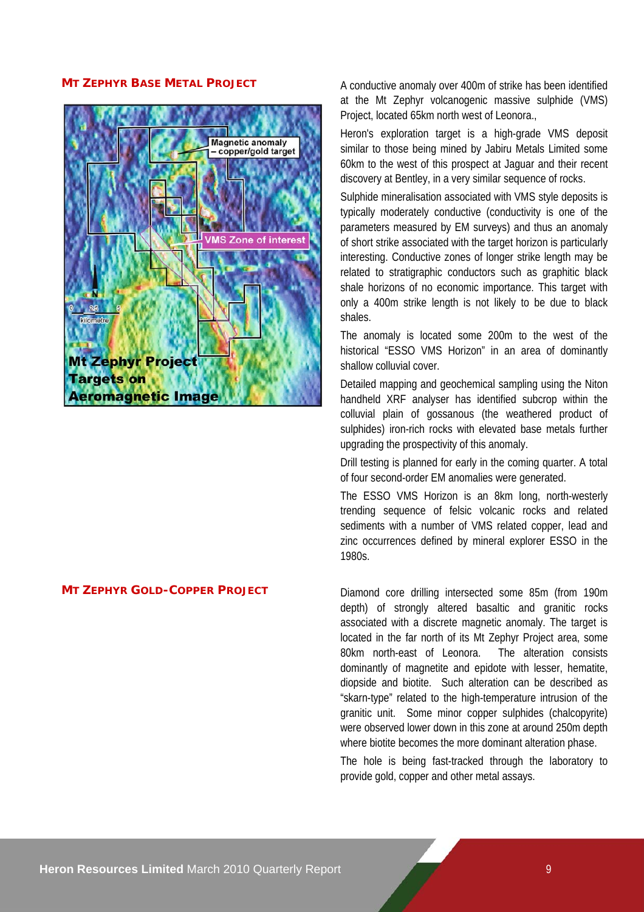## MT ZEPHYR BASE METAL PROJECT

A conductive anomaly over 400m of strike has been identified at the Mt Zephyr volcanogenic massive sulphide (VMS) Project, located 65km north west of Leonora.,

Heron's exploration target is a high-grade VMS deposit similar to those being mined by Jabiru Metals Limited some 60km to the west of this prospect at Jaguar and their recent discovery at Bentley, in a very similar sequence of rocks.

Sulphide mineralisation associated with VMS style deposits is typically moderately conductive (conductivity is one of the parameters measured by EM surveys) and thus an anomaly of short strike associated with the target horizon is particularly interesting. Conductive zones of longer strike length may be related to stratigraphic conductors such as graphitic black shale horizons of no economic importance. This target with only a 400m strike length is not likely to be due to black shales.

The anomaly is located some 200m to the west of the historical "ESSO VMS Horizon" in an area of dominantly shallow colluvial cover.

Detailed mapping and geochemical sampling using the Niton handheld XRF analyser has identified subcrop within the colluvial plain of gossanous (the weathered product of sulphides) iron-rich rocks with elevated base metals further upgrading the prospectivity of this anomaly.

Drill testing is planned for early in the coming quarter. A total of four second-order EM anomalies were generated.

The ESSO VMS Horizon is an 8km long, north-westerly trending sequence of felsic volcanic rocks and related sediments with a number of VMS related copper, lead and zinc occurrences defined by mineral explorer ESSO in the 1980s.

## MT ZEPHYR GOLD-COPPER PROJECT

Diamond core drilling intersected some 85m (from 190m depth) of strongly altered basaltic and granitic rocks associated with a discrete magnetic anomaly. The target is located in the far north of its Mt Zephyr Project area, some 80km north-east of Leonora. The alteration consists dominantly of magnetite and epidote with lesser, hematite, diopside and biotite. Such alteration can be described as "skarn-type" related to the high-temperature intrusion of the granitic unit. Some minor copper sulphides (chalcopyrite) were observed lower down in this zone at around 250m depth where biotite becomes the more dominant alteration phase.

The hole is being fast-tracked through the laboratory to provide gold, copper and other metal assays.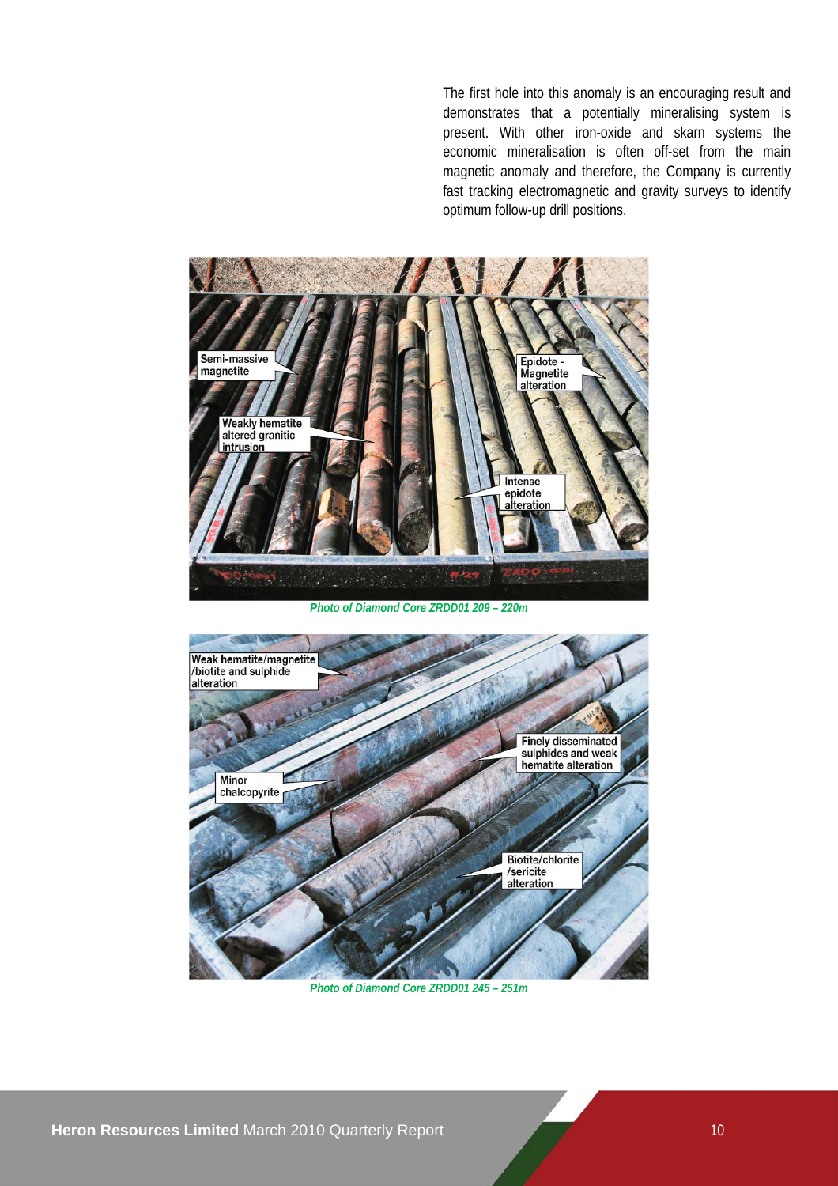The first hole into this anomaly is an encouraging result and demonstrates that a potentially mineralising system is present. With other iron-oxide and skarn systems the economic mineralisation is often off-set from the main magnetic anomaly and therefore, the Company is currently fast tracking electromagnetic and gravity surveys to identify optimum follow-up drill positions.

***Photo of Diamond Core ZRDD01 209 – 220m***

***Photo of Diamond Core ZRDD01 245 – 251m***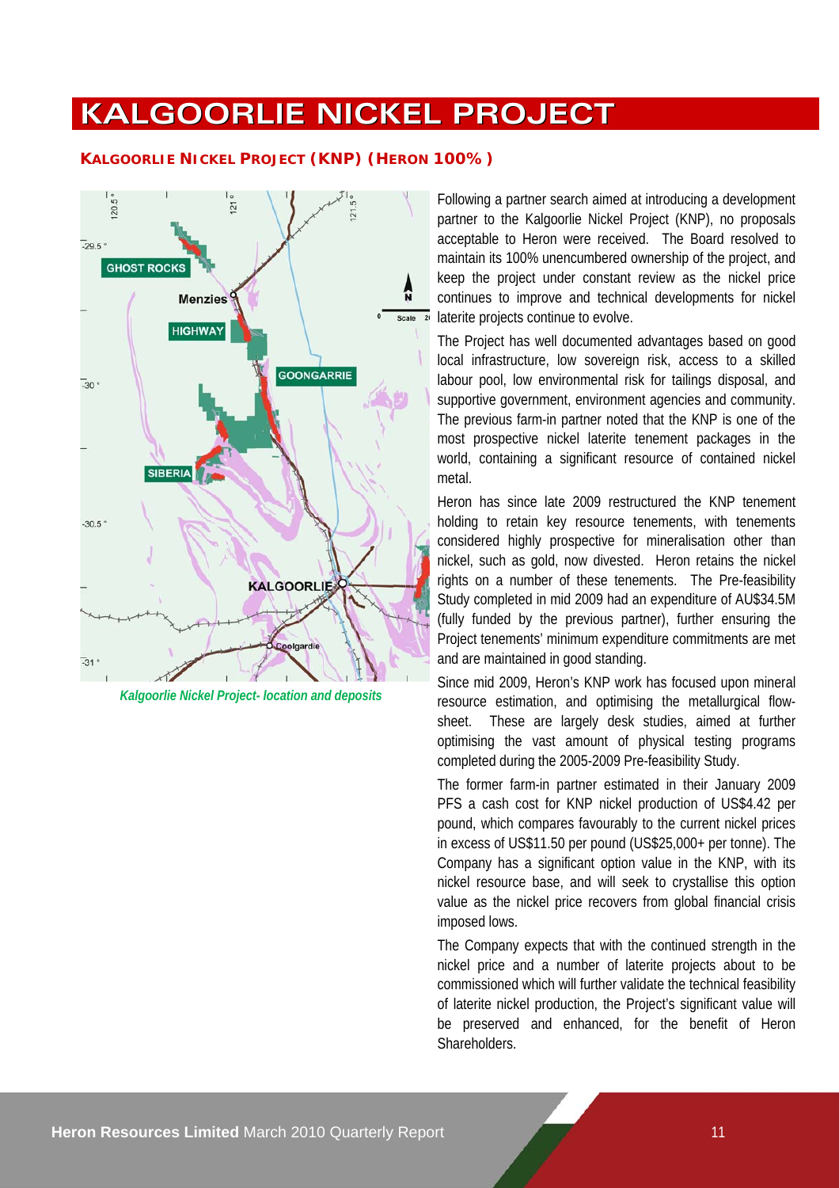# KALGOORLIE NICKEL PROJECT

## KALGOORLIE NICKEL PROJECT (KNP) (HERON 100%)

*Kalgoorlie Nickel Project- location and deposits*

Following a partner search aimed at introducing a development partner to the Kalgoorlie Nickel Project (KNP), no proposals acceptable to Heron were received. The Board resolved to maintain its 100% unencumbered ownership of the project, and keep the project under constant review as the nickel price continues to improve and technical developments for nickel laterite projects continue to evolve.

The Project has well documented advantages based on good local infrastructure, low sovereign risk, access to a skilled labour pool, low environmental risk for tailings disposal, and supportive government, environment agencies and community. The previous farm-in partner noted that the KNP is one of the most prospective nickel laterite tenement packages in the world, containing a significant resource of contained nickel metal.

Heron has since late 2009 restructured the KNP tenement holding to retain key resource tenements, with tenements considered highly prospective for mineralisation other than nickel, such as gold, now divested. Heron retains the nickel rights on a number of these tenements. The Pre-feasibility Study completed in mid 2009 had an expenditure of AU$34.5M (fully funded by the previous partner), further ensuring the Project tenements' minimum expenditure commitments are met and are maintained in good standing.

Since mid 2009, Heron's KNP work has focused upon mineral resource estimation, and optimising the metallurgical flow-sheet. These are largely desk studies, aimed at further optimising the vast amount of physical testing programs completed during the 2005-2009 Pre-feasibility Study.

The former farm-in partner estimated in their January 2009 PFS a cash cost for KNP nickel production of US$4.42 per pound, which compares favourably to the current nickel prices in excess of US$11.50 per pound (US$25,000+ per tonne). The Company has a significant option value in the KNP, with its nickel resource base, and will seek to crystallise this option value as the nickel price recovers from global financial crisis imposed lows.

The Company expects that with the continued strength in the nickel price and a number of laterite projects about to be commissioned which will further validate the technical feasibility of laterite nickel production, the Project's significant value will be preserved and enhanced, for the benefit of Heron Shareholders.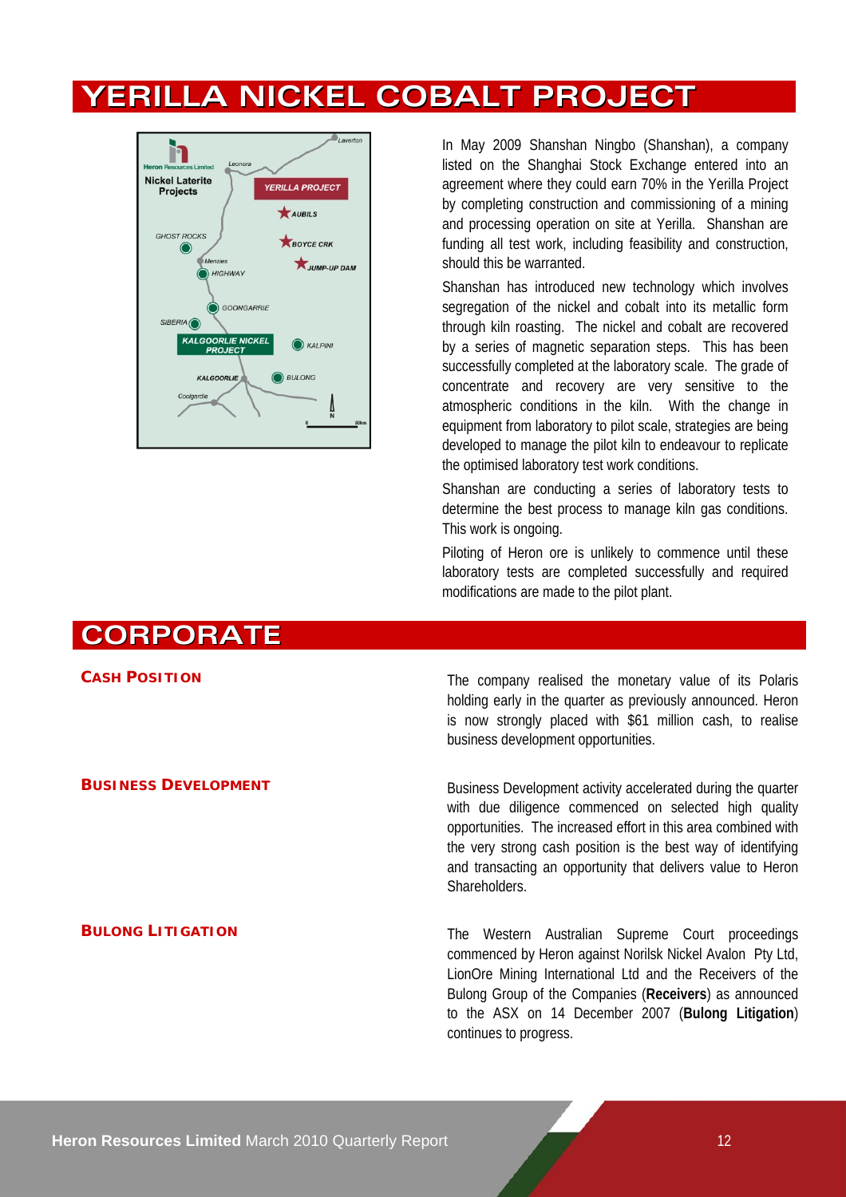# YERILLA NICKEL COBALT PROJECT

In May 2009 Shanshan Ningbo (Shanshan), a company listed on the Shanghai Stock Exchange entered into an agreement where they could earn 70% in the Yerilla Project by completing construction and commissioning of a mining and processing operation on site at Yerilla. Shanshan are funding all test work, including feasibility and construction, should this be warranted.

Shanshan has introduced new technology which involves segregation of the nickel and cobalt into its metallic form through kiln roasting. The nickel and cobalt are recovered by a series of magnetic separation steps. This has been successfully completed at the laboratory scale. The grade of concentrate and recovery are very sensitive to the atmospheric conditions in the kiln. With the change in equipment from laboratory to pilot scale, strategies are being developed to manage the pilot kiln to endeavour to replicate the optimised laboratory test work conditions.

Shanshan are conducting a series of laboratory tests to determine the best process to manage kiln gas conditions. This work is ongoing.

Piloting of Heron ore is unlikely to commence until these laboratory tests are completed successfully and required modifications are made to the pilot plant.

# CORPORATE

### CASH POSITION

The company realised the monetary value of its Polaris holding early in the quarter as previously announced. Heron is now strongly placed with $61 million cash, to realise business development opportunities.

### BUSINESS DEVELOPMENT

Business Development activity accelerated during the quarter with due diligence commenced on selected high quality opportunities. The increased effort in this area combined with the very strong cash position is the best way of identifying and transacting an opportunity that delivers value to Heron Shareholders.

### BULONG LITIGATION

The Western Australian Supreme Court proceedings commenced by Heron against Norilsk Nickel Avalon Pty Ltd, LionOre Mining International Ltd and the Receivers of the Bulong Group of the Companies (**Receivers**) as announced to the ASX on 14 December 2007 (**Bulong Litigation**) continues to progress.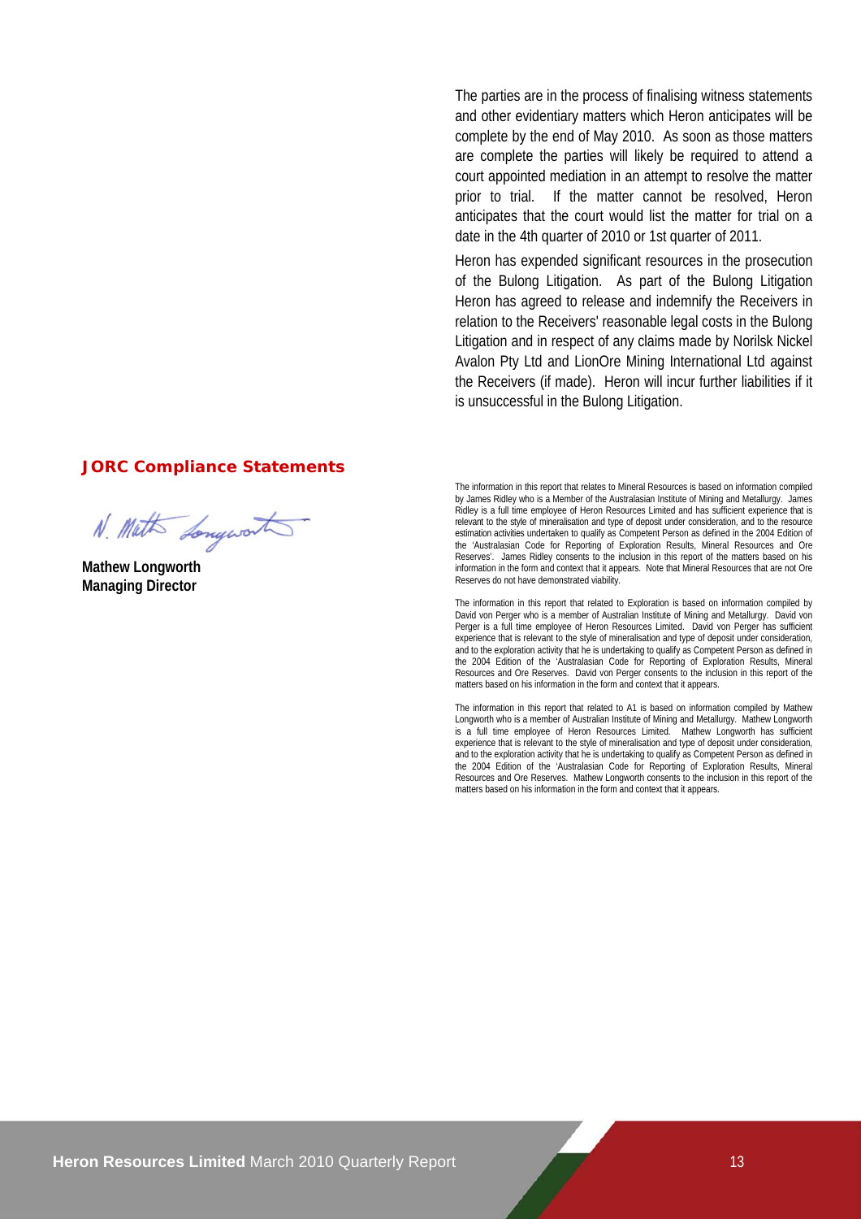The parties are in the process of finalising witness statements and other evidentiary matters which Heron anticipates will be complete by the end of May 2010. As soon as those matters are complete the parties will likely be required to attend a court appointed mediation in an attempt to resolve the matter prior to trial. If the matter cannot be resolved, Heron anticipates that the court would list the matter for trial on a date in the 4th quarter of 2010 or 1st quarter of 2011.

Heron has expended significant resources in the prosecution of the Bulong Litigation. As part of the Bulong Litigation Heron has agreed to release and indemnify the Receivers in relation to the Receivers' reasonable legal costs in the Bulong Litigation and in respect of any claims made by Norilsk Nickel Avalon Pty Ltd and LionOre Mining International Ltd against the Receivers (if made). Heron will incur further liabilities if it is unsuccessful in the Bulong Litigation.

**Mathew Longworth**
**Managing Director**

## JORC Compliance Statements

The information in this report that relates to Mineral Resources is based on information compiled by James Ridley who is a Member of the Australasian Institute of Mining and Metallurgy. James Ridley is a full time employee of Heron Resources Limited and has sufficient experience that is relevant to the style of mineralisation and type of deposit under consideration, and to the resource estimation activities undertaken to qualify as Competent Person as defined in the 2004 Edition of the 'Australasian Code for Reporting of Exploration Results, Mineral Resources and Ore Reserves'. James Ridley consents to the inclusion in this report of the matters based on his information in the form and context that it appears. Note that Mineral Resources that are not Ore Reserves do not have demonstrated viability.

The information in this report that related to Exploration is based on information compiled by David von Perger who is a member of Australian Institute of Mining and Metallurgy. David von Perger is a full time employee of Heron Resources Limited. David von Perger has sufficient experience that is relevant to the style of mineralisation and type of deposit under consideration, and to the exploration activity that he is undertaking to qualify as Competent Person as defined in the 2004 Edition of the 'Australasian Code for Reporting of Exploration Results, Mineral Resources and Ore Reserves. David von Perger consents to the inclusion in this report of the matters based on his information in the form and context that it appears.

The information in this report that related to A1 is based on information compiled by Mathew Longworth who is a member of Australian Institute of Mining and Metallurgy. Mathew Longworth is a full time employee of Heron Resources Limited. Mathew Longworth has sufficient experience that is relevant to the style of mineralisation and type of deposit under consideration, and to the exploration activity that he is undertaking to qualify as Competent Person as defined in the 2004 Edition of the 'Australasian Code for Reporting of Exploration Results, Mineral Resources and Ore Reserves. Mathew Longworth consents to the inclusion in this report of the matters based on his information in the form and context that it appears.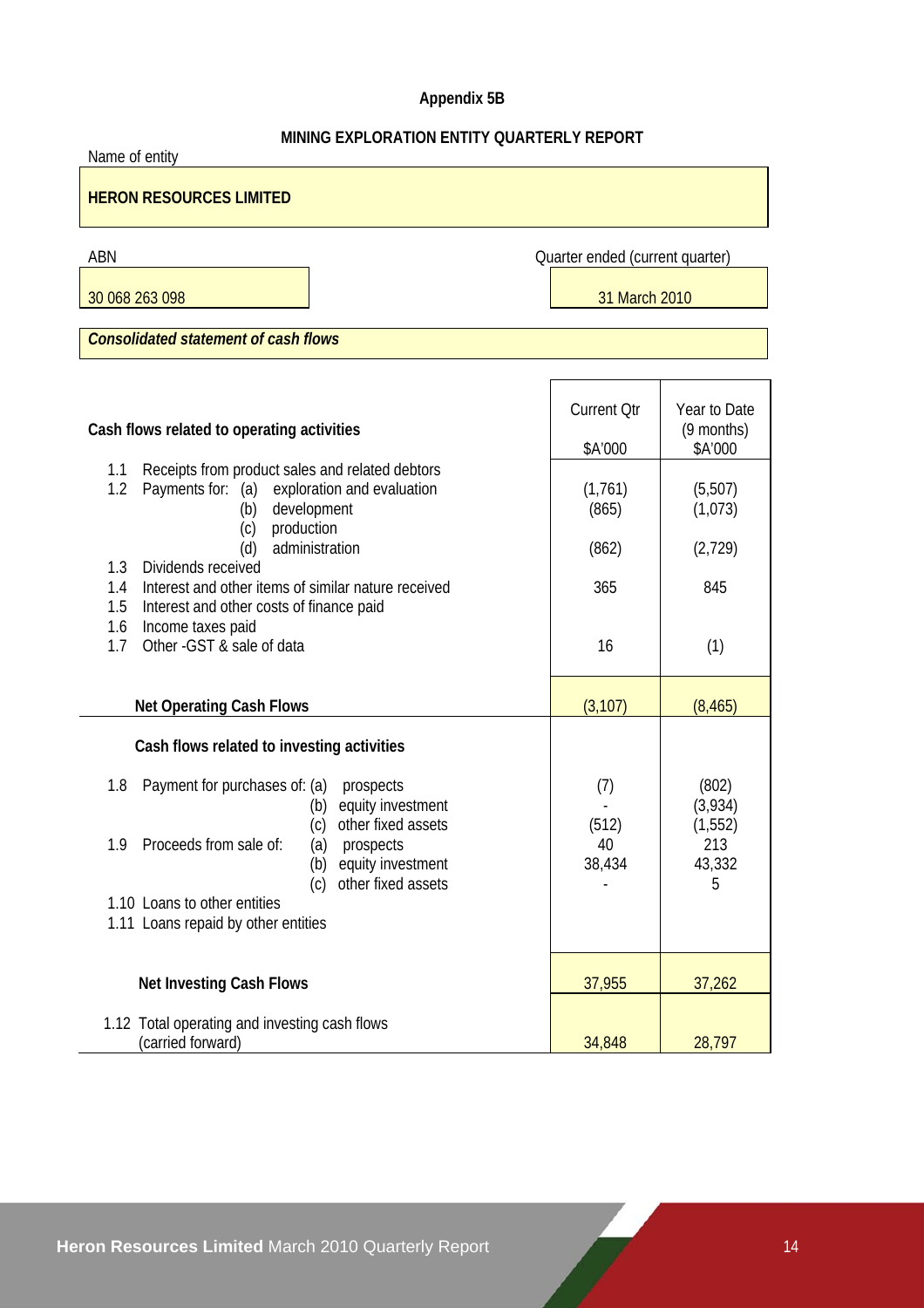# Appendix 5B

## MINING EXPLORATION ENTITY QUARTERLY REPORT

Name of entity

**HERON RESOURCES LIMITED**

| ABN | Quarter ended (current quarter) |
|---|---|
| 30 068 263 098 | 31 March 2010 |

***Consolidated statement of cash flows***

| Cash flows related to operating activities | Current Qtr $A'000 | Year to Date (9 months) $A'000 |
|---|---|---|
| 1.1 Receipts from product sales and related debtors | | |
| 1.2 Payments for: (a) exploration and evaluation | (1,761) | (5,507) |
| (b) development | (865) | (1,073) |
| (c) production | | |
| (d) administration | (862) | (2,729) |
| 1.3 Dividends received | | |
| 1.4 Interest and other items of similar nature received | 365 | 845 |
| 1.5 Interest and other costs of finance paid | | |
| 1.6 Income taxes paid | | |
| 1.7 Other -GST & sale of data | 16 | (1) |
| **Net Operating Cash Flows** | (3,107) | (8,465) |
| **Cash flows related to investing activities** | | |
| 1.8 Payment for purchases of: (a) prospects | (7) | (802) |
| (b) equity investment | - | (3,934) |
| (c) other fixed assets | (512) | (1,552) |
| 1.9 Proceeds from sale of: (a) prospects | 40 | 213 |
| (b) equity investment | 38,434 | 43,332 |
| (c) other fixed assets | - | 5 |
| 1.10 Loans to other entities | | |
| 1.11 Loans repaid by other entities | | |
| **Net Investing Cash Flows** | 37,955 | 37,262 |
| 1.12 Total operating and investing cash flows (carried forward) | 34,848 | 28,797 |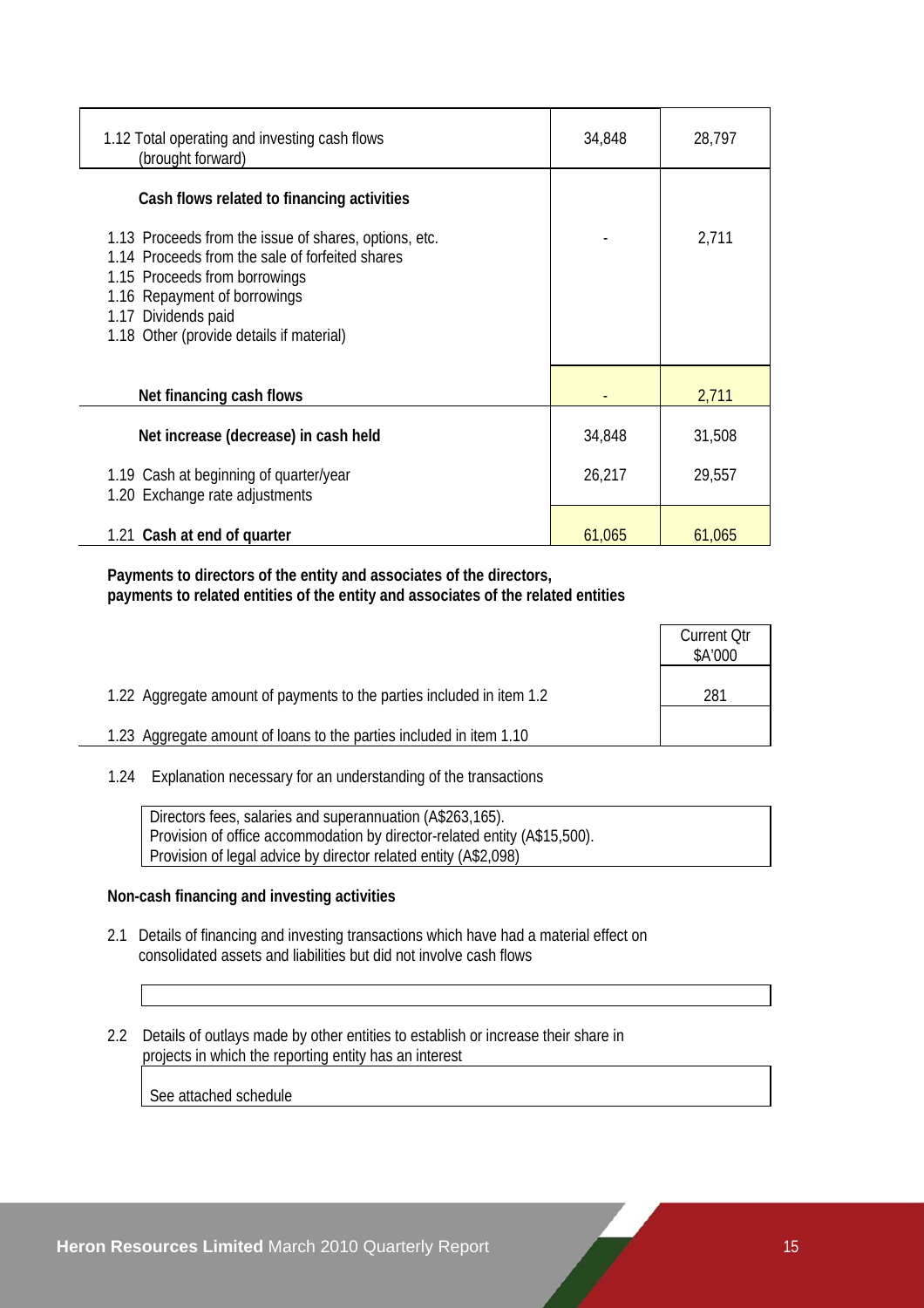| | | |
|---|---|---|
| 1.12 Total operating and investing cash flows (brought forward) | 34,848 | 28,797 |
| **Cash flows related to financing activities** | | |
| 1.13 Proceeds from the issue of shares, options, etc. | - | 2,711 |
| 1.14 Proceeds from the sale of forfeited shares | | |
| 1.15 Proceeds from borrowings | | |
| 1.16 Repayment of borrowings | | |
| 1.17 Dividends paid | | |
| 1.18 Other (provide details if material) | | |
| **Net financing cash flows** | - | 2,711 |
| **Net increase (decrease) in cash held** | 34,848 | 31,508 |
| 1.19 Cash at beginning of quarter/year | 26,217 | 29,557 |
| 1.20 Exchange rate adjustments | | |
| 1.21 **Cash at end of quarter** | 61,065 | 61,065 |

**Payments to directors of the entity and associates of the directors, payments to related entities of the entity and associates of the related entities**

| | Current Qtr $A'000 |
|---|---|
| 1.22 Aggregate amount of payments to the parties included in item 1.2 | 281 |
| 1.23 Aggregate amount of loans to the parties included in item 1.10 | |

1.24 Explanation necessary for an understanding of the transactions

Directors fees, salaries and superannuation (A$263,165).
Provision of office accommodation by director-related entity (A$15,500).
Provision of legal advice by director related entity (A$2,098)

**Non-cash financing and investing activities**

2.1 Details of financing and investing transactions which have had a material effect on consolidated assets and liabilities but did not involve cash flows

2.2 Details of outlays made by other entities to establish or increase their share in projects in which the reporting entity has an interest

See attached schedule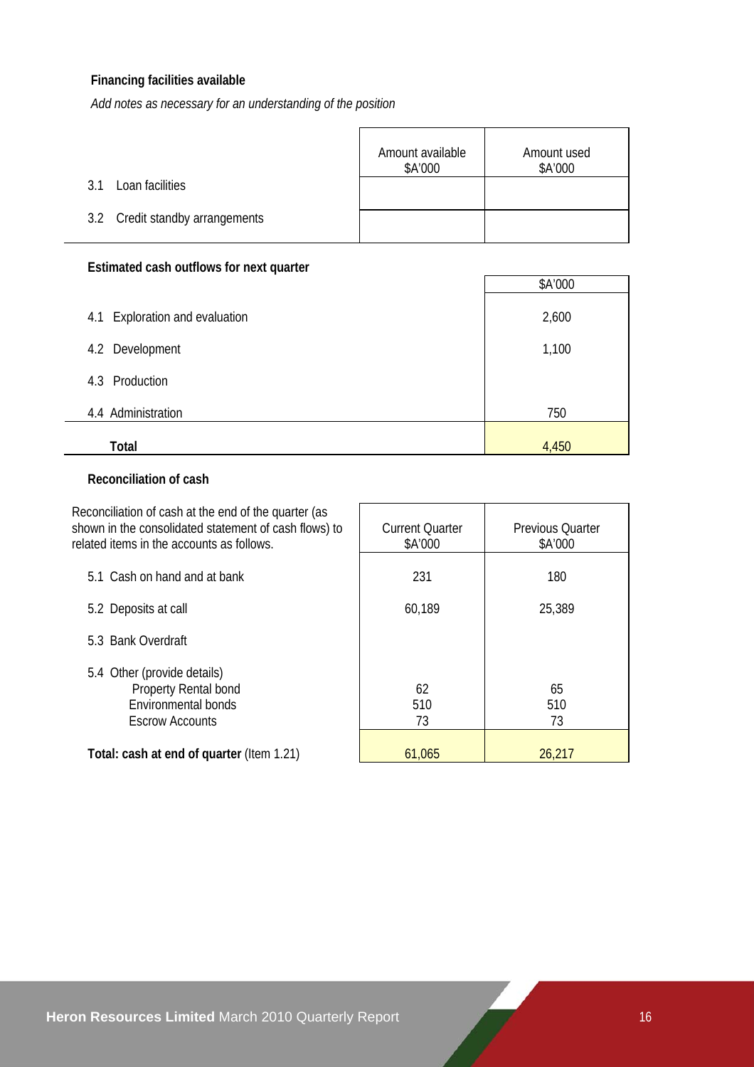**Financing facilities available**

*Add notes as necessary for an understanding of the position*

| | Amount available $A'000 | Amount used $A'000 |
|---|---|---|
| 3.1 Loan facilities | | |
| 3.2 Credit standby arrangements | | |

**Estimated cash outflows for next quarter**

| | $A'000 |
|---|---|
| 4.1 Exploration and evaluation | 2,600 |
| 4.2 Development | 1,100 |
| 4.3 Production | |
| 4.4 Administration | 750 |
| **Total** | 4,450 |

**Reconciliation of cash**

| Reconciliation of cash at the end of the quarter (as shown in the consolidated statement of cash flows) to related items in the accounts as follows. | Current Quarter $A'000 | Previous Quarter $A'000 |
|---|---|---|
| 5.1 Cash on hand and at bank | 231 | 180 |
| 5.2 Deposits at call | 60,189 | 25,389 |
| 5.3 Bank Overdraft | | |
| 5.4 Other (provide details) | | |
| Property Rental bond | 62 | 65 |
| Environmental bonds | 510 | 510 |
| Escrow Accounts | 73 | 73 |
| **Total: cash at end of quarter** (Item 1.21) | 61,065 | 26,217 |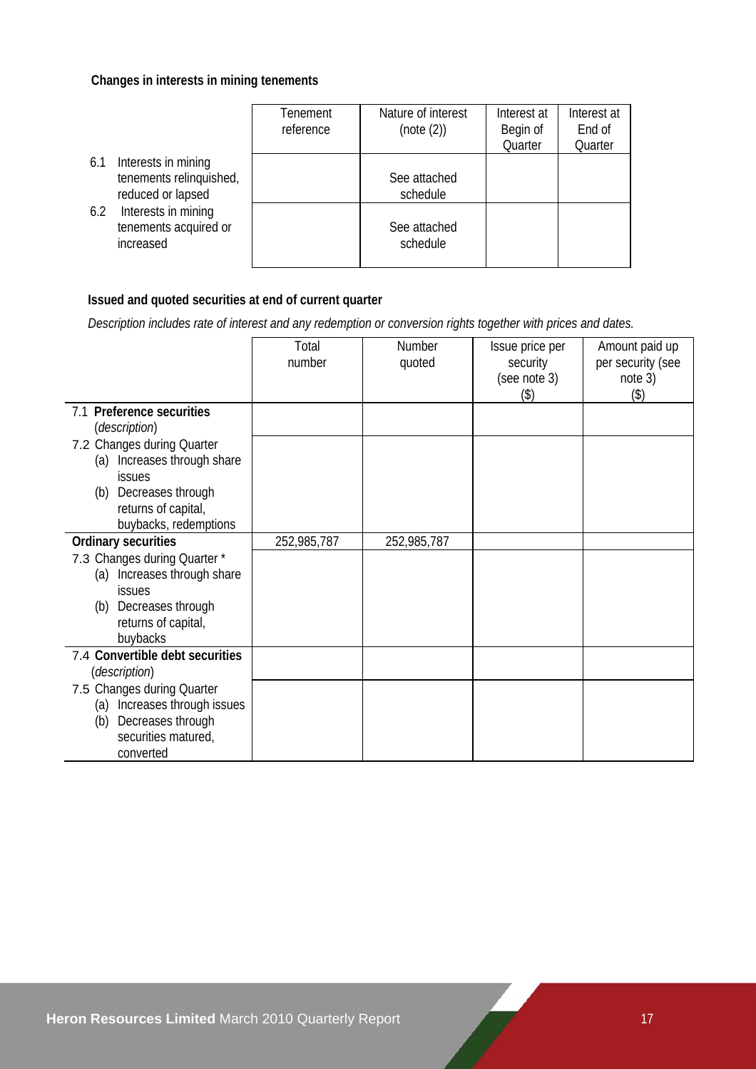**Changes in interests in mining tenements**

| | Tenement reference | Nature of interest (note (2)) | Interest at Begin of Quarter | Interest at End of Quarter |
|---|---|---|---|---|
| 6.1 Interests in mining tenements relinquished, reduced or lapsed | | See attached schedule | | |
| 6.2 Interests in mining tenements acquired or increased | | See attached schedule | | |

**Issued and quoted securities at end of current quarter**

*Description includes rate of interest and any redemption or conversion rights together with prices and dates.*

| | Total number | Number quoted | Issue price per security (see note 3) ($) | Amount paid up per security (see note 3) ($) |
|---|---|---|---|---|
| 7.1 **Preference securities** (*description*) | | | | |
| 7.2 Changes during Quarter (a) Increases through share issues (b) Decreases through returns of capital, buybacks, redemptions | | | | |
| **Ordinary securities** | 252,985,787 | 252,985,787 | | |
| 7.3 Changes during Quarter * (a) Increases through share issues (b) Decreases through returns of capital, buybacks | | | | |
| 7.4 **Convertible debt securities** (*description*) | | | | |
| 7.5 Changes during Quarter (a) Increases through issues (b) Decreases through securities matured, converted | | | | |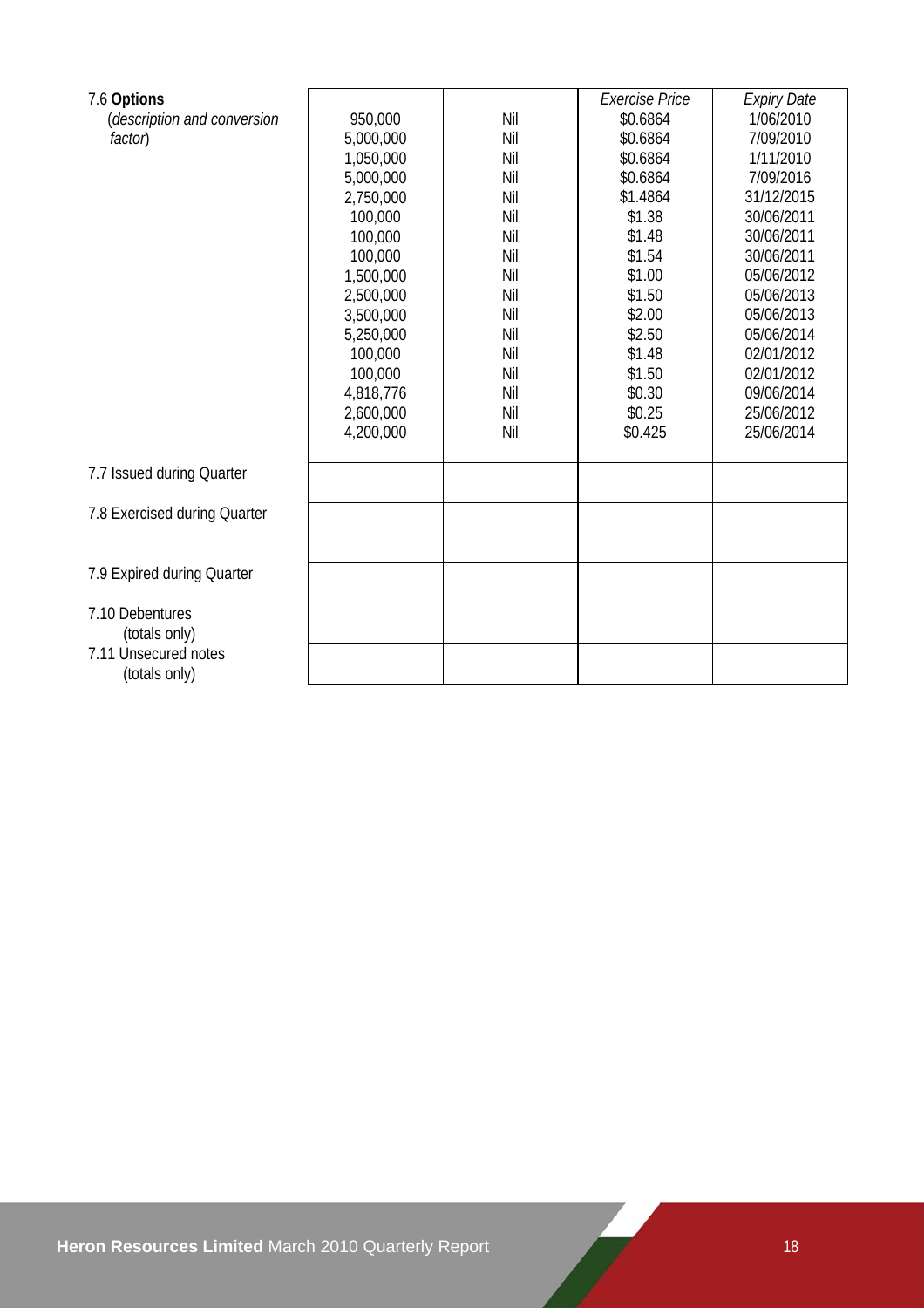| | | | Exercise Price | Expiry Date |
|---|---|---|---|---|
| 7.6 **Options** (*description and conversion factor*) | 950,000 | Nil | $0.6864 | 1/06/2010 |
| | 5,000,000 | Nil | $0.6864 | 7/09/2010 |
| | 1,050,000 | Nil | $0.6864 | 1/11/2010 |
| | 5,000,000 | Nil | $0.6864 | 7/09/2016 |
| | 2,750,000 | Nil | $1.4864 | 31/12/2015 |
| | 100,000 | Nil | $1.38 | 30/06/2011 |
| | 100,000 | Nil | $1.48 | 30/06/2011 |
| | 100,000 | Nil | $1.54 | 30/06/2011 |
| | 1,500,000 | Nil | $1.00 | 05/06/2012 |
| | 2,500,000 | Nil | $1.50 | 05/06/2013 |
| | 3,500,000 | Nil | $2.00 | 05/06/2013 |
| | 5,250,000 | Nil | $2.50 | 05/06/2014 |
| | 100,000 | Nil | $1.48 | 02/01/2012 |
| | 100,000 | Nil | $1.50 | 02/01/2012 |
| | 4,818,776 | Nil | $0.30 | 09/06/2014 |
| | 2,600,000 | Nil | $0.25 | 25/06/2012 |
| | 4,200,000 | Nil | $0.425 | 25/06/2014 |
| 7.7 Issued during Quarter | | | | |
| 7.8 Exercised during Quarter | | | | |
| 7.9 Expired during Quarter | | | | |
| 7.10 Debentures (totals only) | | | | |
| 7.11 Unsecured notes (totals only) | | | | |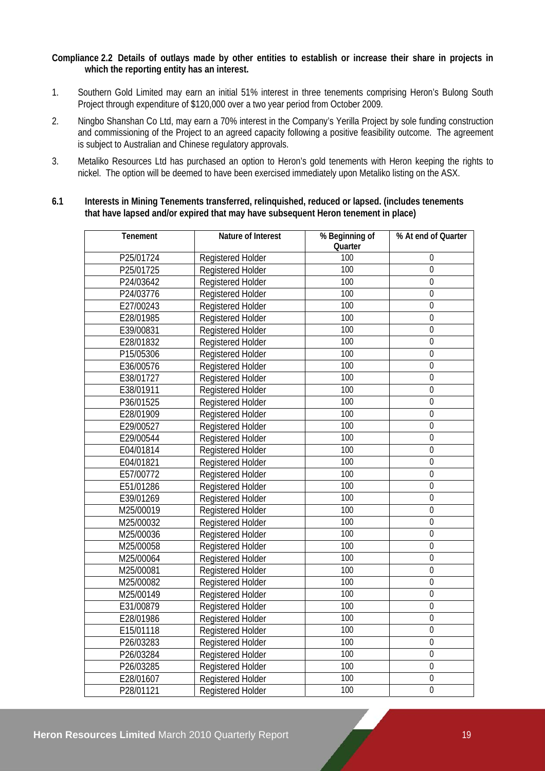**Compliance 2.2 Details of outlays made by other entities to establish or increase their share in projects in which the reporting entity has an interest.**

1. Southern Gold Limited may earn an initial 51% interest in three tenements comprising Heron's Bulong South Project through expenditure of $120,000 over a two year period from October 2009.
2. Ningbo Shanshan Co Ltd, may earn a 70% interest in the Company's Yerilla Project by sole funding construction and commissioning of the Project to an agreed capacity following a positive feasibility outcome. The agreement is subject to Australian and Chinese regulatory approvals.
3. Metaliko Resources Ltd has purchased an option to Heron's gold tenements with Heron keeping the rights to nickel. The option will be deemed to have been exercised immediately upon Metaliko listing on the ASX.

**6.1 Interests in Mining Tenements transferred, relinquished, reduced or lapsed. (includes tenements that have lapsed and/or expired that may have subsequent Heron tenement in place)**

| Tenement | Nature of Interest | % Beginning of Quarter | % At end of Quarter |
|---|---|---|---|
| P25/01724 | Registered Holder | 100 | 0 |
| P25/01725 | Registered Holder | 100 | 0 |
| P24/03642 | Registered Holder | 100 | 0 |
| P24/03776 | Registered Holder | 100 | 0 |
| E27/00243 | Registered Holder | 100 | 0 |
| E28/01985 | Registered Holder | 100 | 0 |
| E39/00831 | Registered Holder | 100 | 0 |
| E28/01832 | Registered Holder | 100 | 0 |
| P15/05306 | Registered Holder | 100 | 0 |
| E36/00576 | Registered Holder | 100 | 0 |
| E38/01727 | Registered Holder | 100 | 0 |
| E38/01911 | Registered Holder | 100 | 0 |
| P36/01525 | Registered Holder | 100 | 0 |
| E28/01909 | Registered Holder | 100 | 0 |
| E29/00527 | Registered Holder | 100 | 0 |
| E29/00544 | Registered Holder | 100 | 0 |
| E04/01814 | Registered Holder | 100 | 0 |
| E04/01821 | Registered Holder | 100 | 0 |
| E57/00772 | Registered Holder | 100 | 0 |
| E51/01286 | Registered Holder | 100 | 0 |
| E39/01269 | Registered Holder | 100 | 0 |
| M25/00019 | Registered Holder | 100 | 0 |
| M25/00032 | Registered Holder | 100 | 0 |
| M25/00036 | Registered Holder | 100 | 0 |
| M25/00058 | Registered Holder | 100 | 0 |
| M25/00064 | Registered Holder | 100 | 0 |
| M25/00081 | Registered Holder | 100 | 0 |
| M25/00082 | Registered Holder | 100 | 0 |
| M25/00149 | Registered Holder | 100 | 0 |
| E31/00879 | Registered Holder | 100 | 0 |
| E28/01986 | Registered Holder | 100 | 0 |
| E15/01118 | Registered Holder | 100 | 0 |
| P26/03283 | Registered Holder | 100 | 0 |
| P26/03284 | Registered Holder | 100 | 0 |
| P26/03285 | Registered Holder | 100 | 0 |
| E28/01607 | Registered Holder | 100 | 0 |
| P28/01121 | Registered Holder | 100 | 0 |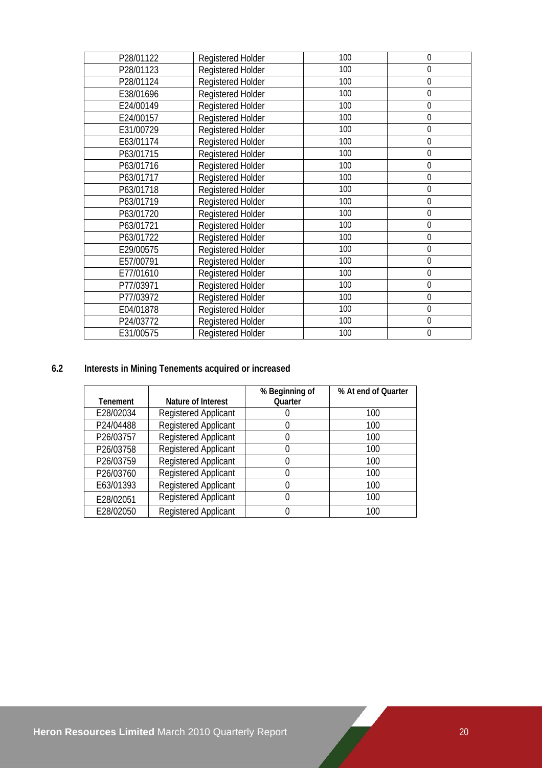| | | | |
|---|---|---|---|
| P28/01122 | Registered Holder | 100 | 0 |
| P28/01123 | Registered Holder | 100 | 0 |
| P28/01124 | Registered Holder | 100 | 0 |
| E38/01696 | Registered Holder | 100 | 0 |
| E24/00149 | Registered Holder | 100 | 0 |
| E24/00157 | Registered Holder | 100 | 0 |
| E31/00729 | Registered Holder | 100 | 0 |
| E63/01174 | Registered Holder | 100 | 0 |
| P63/01715 | Registered Holder | 100 | 0 |
| P63/01716 | Registered Holder | 100 | 0 |
| P63/01717 | Registered Holder | 100 | 0 |
| P63/01718 | Registered Holder | 100 | 0 |
| P63/01719 | Registered Holder | 100 | 0 |
| P63/01720 | Registered Holder | 100 | 0 |
| P63/01721 | Registered Holder | 100 | 0 |
| P63/01722 | Registered Holder | 100 | 0 |
| E29/00575 | Registered Holder | 100 | 0 |
| E57/00791 | Registered Holder | 100 | 0 |
| E77/01610 | Registered Holder | 100 | 0 |
| P77/03971 | Registered Holder | 100 | 0 |
| P77/03972 | Registered Holder | 100 | 0 |
| E04/01878 | Registered Holder | 100 | 0 |
| P24/03772 | Registered Holder | 100 | 0 |
| E31/00575 | Registered Holder | 100 | 0 |

### 6.2 Interests in Mining Tenements acquired or increased

| Tenement | Nature of Interest | % Beginning of Quarter | % At end of Quarter |
|---|---|---|---|
| E28/02034 | Registered Applicant | 0 | 100 |
| P24/04488 | Registered Applicant | 0 | 100 |
| P26/03757 | Registered Applicant | 0 | 100 |
| P26/03758 | Registered Applicant | 0 | 100 |
| P26/03759 | Registered Applicant | 0 | 100 |
| P26/03760 | Registered Applicant | 0 | 100 |
| E63/01393 | Registered Applicant | 0 | 100 |
| E28/02051 | Registered Applicant | 0 | 100 |
| E28/02050 | Registered Applicant | 0 | 100 |